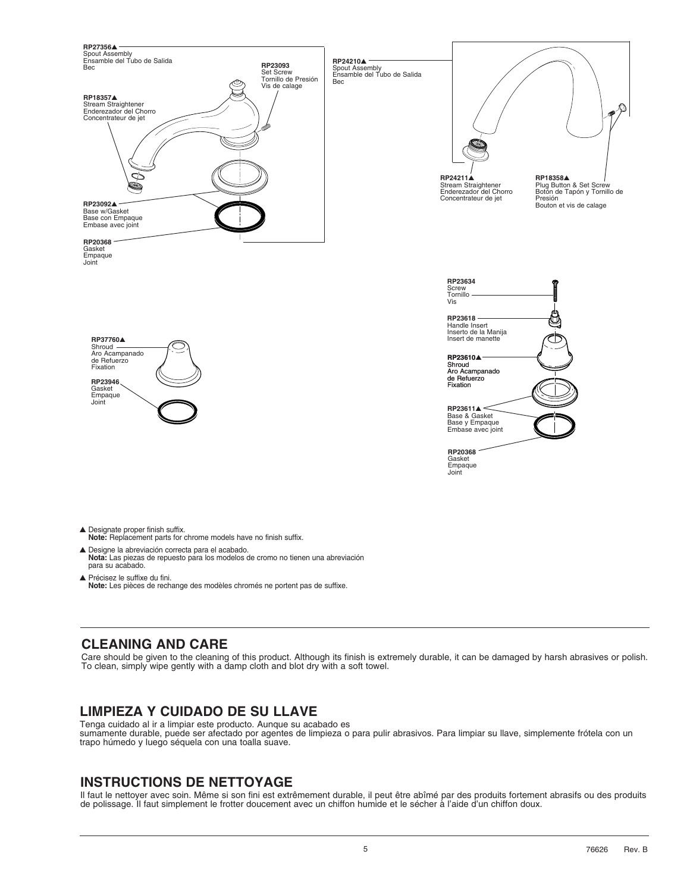**RP27356▲**
Spout Assembly
Ensamble del Tubo de Salida
Bec

**RP23093**
Set Screw
Tornillo de Presión
Vis de calage

**RP18357▲**
Stream Straightener
Enderezador del Chorro
Concentrateur de jet

**RP23092▲**
Base w/Gasket
Base con Empaque
Embase avec joint

**RP20368**
Gasket
Empaque
Joint

**RP24210▲**
Spout Assembly
Ensamble del Tubo de Salida
Bec

**RP24211▲**
Stream Straightener
Enderezador del Chorro
Concentrateur de jet

**RP18358▲**
Plug Button & Set Screw
Botón de Tapón y Tornillo de Presión
Bouton et vis de calage

**RP37760▲**
Shroud
Aro Acampanado de Refuerzo
Fixation

**RP23946**
Gasket
Empaque
Joint

**RP23634**
Screw
Tornillo
Vis

**RP23618**
Handle Insert
Inserto de la Manija
Insert de manette

**RP23610▲**
**Shroud**
**Aro Acampanado de Refuerzo**
**Fixation**

**RP23611▲**
Base & Gasket
Base y Empaque
Embase avec joint

**RP20368**
Gasket
Empaque
Joint

▲ Designate proper finish suffix.
**Note:** Replacement parts for chrome models have no finish suffix.

▲ Designe la abreviación correcta para el acabado.
**Nota:** Las piezas de repuesto para los modelos de cromo no tienen una abreviación para su acabado.

▲ Précisez le suffixe du fini.
**Note:** Les pièces de rechange des modèles chromés ne portent pas de suffixe.

## CLEANING AND CARE

Care should be given to the cleaning of this product. Although its finish is extremely durable, it can be damaged by harsh abrasives or polish. To clean, simply wipe gently with a damp cloth and blot dry with a soft towel.

## LIMPIEZA Y CUIDADO DE SU LLAVE

Tenga cuidado al ir a limpiar este producto. Aunque su acabado es sumamente durable, puede ser afectado por agentes de limpieza o para pulir abrasivos. Para limpiar su llave, simplemente frótela con un trapo húmedo y luego séquela con una toalla suave.

## INSTRUCTIONS DE NETTOYAGE

Il faut le nettoyer avec soin. Même si son fini est extrêmement durable, il peut être abîmé par des produits fortement abrasifs ou des produits de polissage. Il faut simplement le frotter doucement avec un chiffon humide et le sécher à l'aide d'un chiffon doux.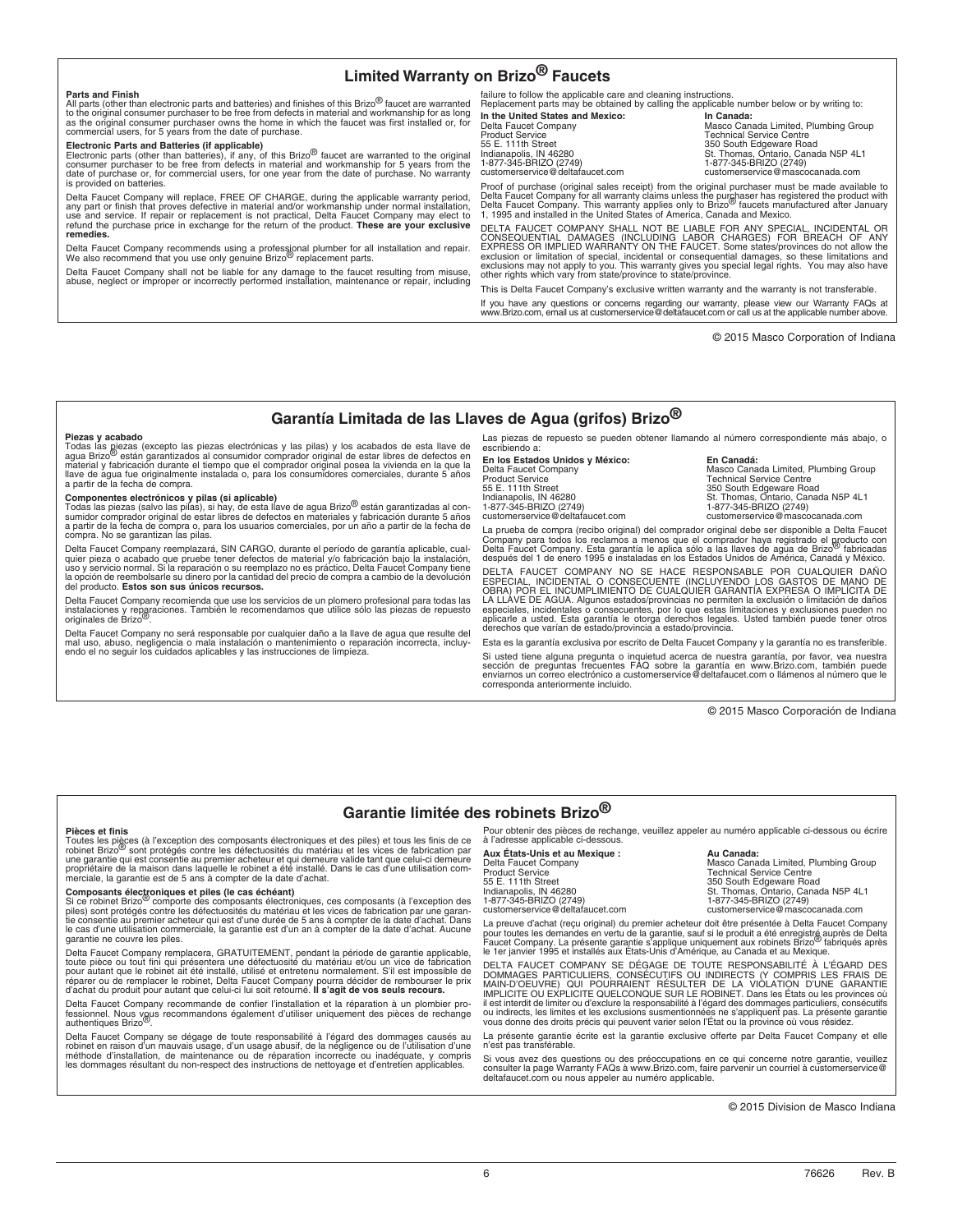# Limited Warranty on Brizo® Faucets

**Parts and Finish**
All parts (other than electronic parts and batteries) and finishes of this Brizo® faucet are warranted to the original consumer purchaser to be free from defects in material and workmanship for as long as the original consumer purchaser owns the home in which the faucet was first installed or, for commercial users, for 5 years from the date of purchase.

**Electronic Parts and Batteries (if applicable)**
Electronic parts (other than batteries), if any, of this Brizo® faucet are warranted to the original consumer purchaser to be free from defects in material and workmanship for 5 years from the date of purchase or, for commercial users, for one year from the date of purchase. No warranty is provided on batteries.

Delta Faucet Company will replace, FREE OF CHARGE, during the applicable warranty period, any part or finish that proves defective in material and/or workmanship under normal installation, use and service. If repair or replacement is not practical, Delta Faucet Company may elect to refund the purchase price in exchange for the return of the product. **These are your exclusive remedies.**

Delta Faucet Company recommends using a professional plumber for all installation and repair. We also recommend that you use only genuine Brizo® replacement parts.

Delta Faucet Company shall not be liable for any damage to the faucet resulting from misuse, abuse, neglect or improper or incorrectly performed installation, maintenance or repair, including failure to follow the applicable care and cleaning instructions.

Replacement parts may be obtained by calling the applicable number below or by writing to:

**In the United States and Mexico:**
Delta Faucet Company
Product Service
55 E. 111th Street
Indianapolis, IN 46280
1-877-345-BRIZO (2749)
customerservice@deltafaucet.com

**In Canada:**
Masco Canada Limited, Plumbing Group
Technical Service Centre
350 South Edgeware Road
St. Thomas, Ontario, Canada N5P 4L1
1-877-345-BRIZO (2749)
customerservice@mascocanada.com

Proof of purchase (original sales receipt) from the original purchaser must be made available to Delta Faucet Company for all warranty claims unless the purchaser has registered the product with Delta Faucet Company. This warranty applies only to Brizo® faucets manufactured after January 1, 1995 and installed in the United States of America, Canada and Mexico.

DELTA FAUCET COMPANY SHALL NOT BE LIABLE FOR ANY SPECIAL, INCIDENTAL OR CONSEQUENTIAL DAMAGES (INCLUDING LABOR CHARGES) FOR BREACH OF ANY EXPRESS OR IMPLIED WARRANTY ON THE FAUCET. Some states/provinces do not allow the exclusion or limitation of special, incidental or consequential damages, so these limitations and exclusions may not apply to you. This warranty gives you special legal rights. You may also have other rights which vary from state/province to state/province.

This is Delta Faucet Company's exclusive written warranty and the warranty is not transferable.

If you have any questions or concerns regarding our warranty, please view our Warranty FAQs at www.Brizo.com, email us at customerservice@deltafaucet.com or call us at the applicable number above.

© 2015 Masco Corporation of Indiana

# Garantía Limitada de las Llaves de Agua (grifos) Brizo®

**Piezas y acabado**
Todas las piezas (excepto las piezas electrónicas y las pilas) y los acabados de esta llave de agua Brizo® están garantizados al consumidor comprador original de estar libres de defectos en material y fabricación durante el tiempo que el comprador original posea la vivienda en la que la llave de agua fue originalmente instalada o, para los consumidores comerciales, durante 5 años a partir de la fecha de compra.

**Componentes electrónicos y pilas (si aplicable)**
Todas las piezas (salvo las pilas), si hay, de esta llave de agua Brizo® están garantizadas al consumidor comprador original de estar libres de defectos en materiales y fabricación durante 5 años a partir de la fecha de compra o, para los usuarios comerciales, por un año a partir de la fecha de compra. No se garantizan las pilas.

Delta Faucet Company reemplazará, SIN CARGO, durante el período de garantía aplicable, cualquier pieza o acabado que pruebe tener defectos de material y/o fabricación bajo la instalación, uso y servicio normal. Si la reparación o su reemplazo no es práctico, Delta Faucet Company tiene la opción de reembolsarle su dinero por la cantidad del precio de compra a cambio de la devolución del producto. **Estos son sus únicos recursos.**

Delta Faucet Company recomienda que use los servicios de un plomero profesional para todas las instalaciones y reparaciones. También le recomendamos que utilice sólo las piezas de repuesto originales de Brizo®.

Delta Faucet Company no será responsable por cualquier daño a la llave de agua que resulte del mal uso, abuso, negligencia o mala instalación o mantenimiento o reparación incorrecta, incluyendo el no seguir los cuidados aplicables y las instrucciones de limpieza.

Las piezas de repuesto se pueden obtener llamando al número correspondiente más abajo, o escribiendo a:

**En los Estados Unidos y México:**
Delta Faucet Company
Product Service
55 E. 111th Street
Indianapolis, IN 46280
1-877-345-BRIZO (2749)
customerservice@deltafaucet.com

**En Canadá:**
Masco Canada Limited, Plumbing Group
Technical Service Centre
350 South Edgeware Road
St. Thomas, Ontario, Canada N5P 4L1
1-877-345-BRIZO (2749)
customerservice@mascocanada.com

La prueba de compra (recibo original) del comprador original debe ser disponible a Delta Faucet Company para todos los reclamos a menos que el comprador haya registrado el producto con Delta Faucet Company. Esta garantía le aplica sólo a las llaves de agua de Brizo® fabricadas después del 1 de enero 1995 e instaladas en los Estados Unidos de América, Canadá y México.

DELTA FAUCET COMPANY NO SE HACE RESPONSABLE POR CUALQUIER DAÑO ESPECIAL, INCIDENTAL O CONSECUENTE (INCLUYENDO LOS GASTOS DE MANO DE OBRA) POR EL INCUMPLIMIENTO DE CUALQUIER GARANTÍA EXPRESA O IMPLÍCITA DE LA LLAVE DE AGUA. Algunos estados/provincias no permiten la exclusión o limitación de daños especiales, incidentales o consecuentes, por lo que estas limitaciones y exclusiones pueden no aplicarle a usted. Esta garantía le otorga derechos legales. Usted también puede tener otros derechos que varían de estado/provincia a estado/provincia.

Esta es la garantía exclusiva por escrito de Delta Faucet Company y la garantía no es transferible.

Si usted tiene alguna pregunta o inquietud acerca de nuestra garantía, por favor, vea nuestra sección de preguntas frecuentes FAQ sobre la garantía en www.Brizo.com, también puede enviarnos un correo electrónico a customerservice@deltafaucet.com o llámenos al número que le corresponda anteriormente incluido.

© 2015 Masco Corporación de Indiana

# Garantie limitée des robinets Brizo®

**Pièces et finis**
Toutes les pièces (à l'exception des composants électroniques et des piles) et tous les finis de ce robinet Brizo® sont protégés contre les défectuosités du matériau et les vices de fabrication par une garantie qui est consentie au premier acheteur et qui demeure valide tant que celui-ci demeure propriétaire de la maison dans laquelle le robinet a été installé. Dans le cas d'une utilisation commerciale, la garantie est de 5 ans à compter de la date d'achat.

**Composants électroniques et piles (le cas échéant)**
Si ce robinet Brizo® comporte des composants électroniques, ces composants (à l'exception des piles) sont protégés contre les défectuosités du matériau et les vices de fabrication par une garantie consentie au premier acheteur qui est d'une durée de 5 ans à compter de la date d'achat. Dans le cas d'une utilisation commerciale, la garantie est d'un an à compter de la date d'achat. Aucune garantie ne couvre les piles.

Delta Faucet Company remplacera, GRATUITEMENT, pendant la période de garantie applicable, toute pièce ou tout fini qui présentera une défectuosité du matériau et/ou un vice de fabrication pour autant que le robinet ait été installé, utilisé et entretenu normalement. S'il est impossible de réparer ou de remplacer le robinet, Delta Faucet Company pourra décider de rembourser le prix d'achat du produit pour autant que celui-ci lui soit retourné. **Il s'agit de vos seuls recours.**

Delta Faucet Company recommande de confier l'installation et la réparation à un plombier professionnel. Nous vous recommandons également d'utiliser uniquement des pièces de rechange authentiques Brizo®.

Delta Faucet Company se dégage de toute responsabilité à l'égard des dommages causés au robinet en raison d'un mauvais usage, d'un usage abusif, de la négligence ou de l'utilisation d'une méthode d'installation, de maintenance ou de réparation incorrecte ou inadéquate, y compris les dommages résultant du non-respect des instructions de nettoyage et d'entretien applicables.

Pour obtenir des pièces de rechange, veuillez appeler au numéro applicable ci-dessous ou écrire à l'adresse applicable ci-dessous.

**Aux États-Unis et au Mexique :**
Delta Faucet Company
Product Service
55 E. 111th Street
Indianapolis, IN 46280
1-877-345-BRIZO (2749)
customerservice@deltafaucet.com

**Au Canada:**
Masco Canada Limited, Plumbing Group
Technical Service Centre
350 South Edgeware Road
St. Thomas, Ontario, Canada N5P 4L1
1-877-345-BRIZO (2749)
customerservice@mascocanada.com

La preuve d'achat (reçu original) du premier acheteur doit être présentée à Delta Faucet Company pour toutes les demandes en vertu de la garantie, sauf si le produit a été enregistré auprès de Delta Faucet Company. La présente garantie s'applique uniquement aux robinets Brizo® fabriqués après le 1er janvier 1995 et installés aux États-Unis d'Amérique, au Canada et au Mexique.

DELTA FAUCET COMPANY SE DÉGAGE DE TOUTE RESPONSABILITÉ À L'ÉGARD DES DOMMAGES PARTICULIERS, CONSÉCUTIFS OU INDIRECTS (Y COMPRIS LES FRAIS DE MAIN-D'OEUVRE) QUI POURRAIENT RÉSULTER DE LA VIOLATION D'UNE GARANTIE IMPLICITE OU EXPLICITE QUELCONQUE SUR LE ROBINET. Dans les États ou les provinces où il est interdit de limiter ou d'exclure la responsabilité à l'égard des dommages particuliers, consécutifs ou indirects, les limites et les exclusions susmentionnées ne s'appliquent pas. La présente garantie vous donne des droits précis qui peuvent varier selon l'État ou la province où vous résidez.

La présente garantie écrite est la garantie exclusive offerte par Delta Faucet Company et elle n'est pas transférable.

Si vous avez des questions ou des préoccupations en ce qui concerne notre garantie, veuillez consulter la page Warranty FAQs à www.Brizo.com, faire parvenir un courriel à customerservice@deltafaucet.com ou nous appeler au numéro applicable.

© 2015 Division de Masco Indiana

76626 Rev. B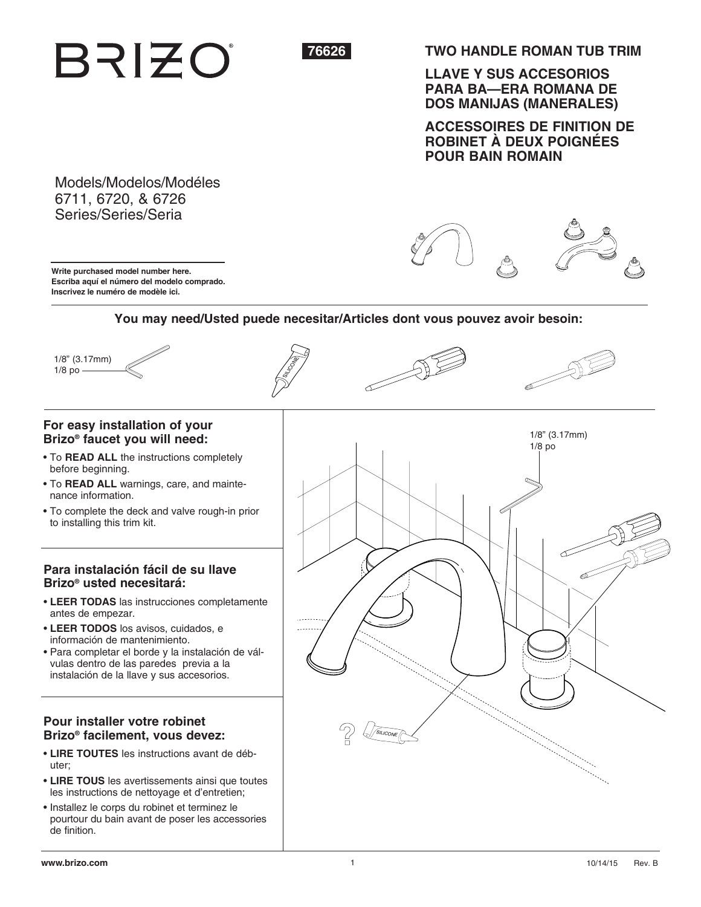# BRIZO®

**76626**

## TWO HANDLE ROMAN TUB TRIM

## LLAVE Y SUS ACCESORIOS PARA BA—ERA ROMANA DE DOS MANIJAS (MANERALES)

## ACCESSOIRES DE FINITION DE ROBINET À DEUX POIGNÉES POUR BAIN ROMAIN

Models/Modelos/Modéles
6711, 6720, & 6726
Series/Series/Seria

**Write purchased model number here.**
**Escriba aquí el número del modelo comprado.**
**Inscrivez le numéro de modèle ici.**

**You may need/Usted puede necesitar/Articles dont vous pouvez avoir besoin:**

1/8" (3.17mm)
1/8 po

### For easy installation of your Brizo® faucet you will need:

- To **READ ALL** the instructions completely before beginning.
- To **READ ALL** warnings, care, and maintenance information.
- To complete the deck and valve rough-in prior to installing this trim kit.

### Para instalación fácil de su llave Brizo® usted necesitará:

- **LEER TODAS** las instrucciones completamente antes de empezar.
- **LEER TODOS** los avisos, cuidados, e información de mantenimiento.
- Para completar el borde y la instalación de válvulas dentro de las paredes previa a la instalación de la llave y sus accesorios.

### Pour installer votre robinet Brizo® facilement, vous devez:

- **LIRE TOUTES** les instructions avant de débuter;
- **LIRE TOUS** les avertissements ainsi que toutes les instructions de nettoyage et d'entretien;
- Installez le corps du robinet et terminez le pourtour du bain avant de poser les accessoires de finition.

1/8" (3.17mm)
1/8 po

www.brizo.com

10/14/15 Rev. B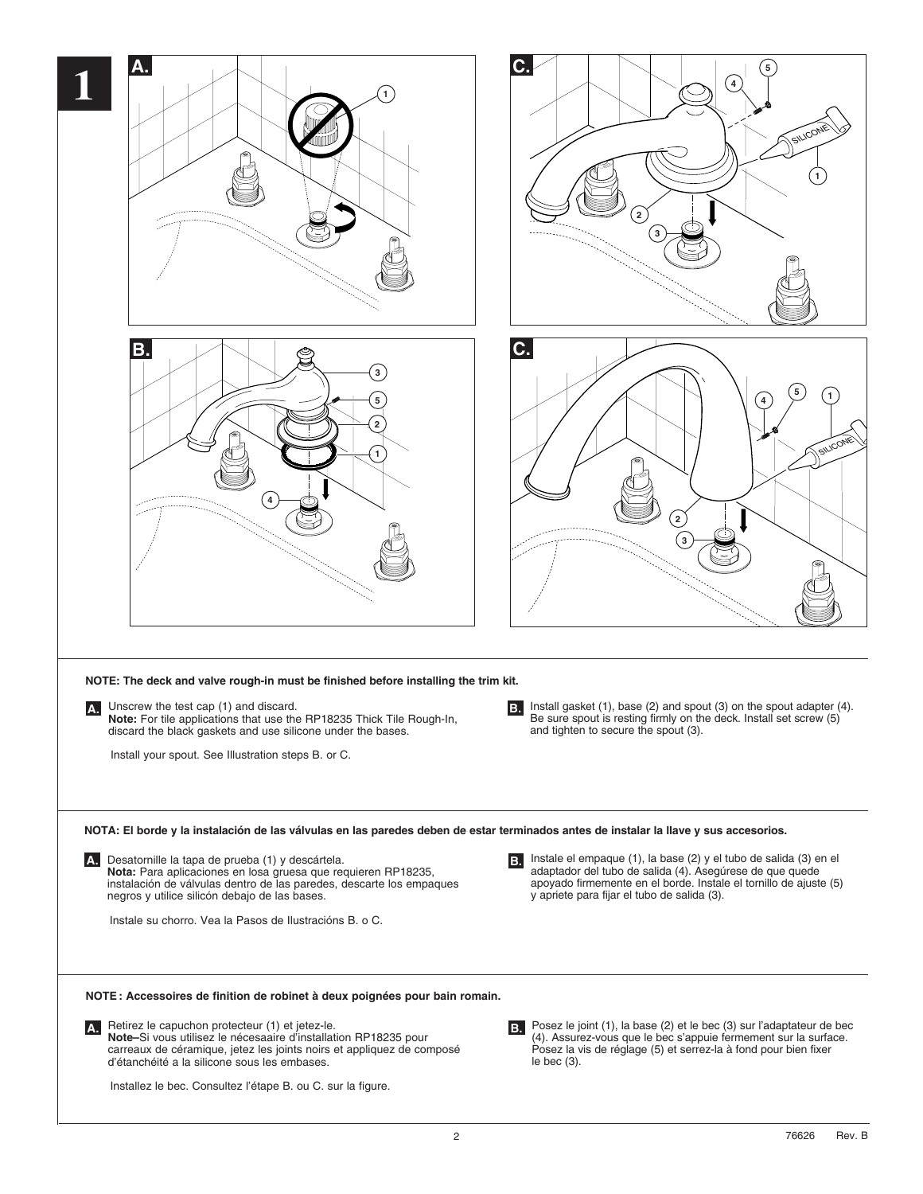# 1

**NOTE: The deck and valve rough-in must be finished before installing the trim kit.**

**A.** Unscrew the test cap (1) and discard.
**Note:** For tile applications that use the RP18235 Thick Tile Rough-In, discard the black gaskets and use silicone under the bases.

Install your spout. See Illustration steps B. or C.

**B.** Install gasket (1), base (2) and spout (3) on the spout adapter (4). Be sure spout is resting firmly on the deck. Install set screw (5) and tighten to secure the spout (3).

**NOTA: El borde y la instalación de las válvulas en las paredes deben de estar terminados antes de instalar la llave y sus accesorios.**

**A.** Desatornille la tapa de prueba (1) y descártela.
**Nota:** Para aplicaciones en losa gruesa que requieren RP18235, instalación de válvulas dentro de las paredes, descarte los empaques negros y utilice silicón debajo de las bases.

Instale su chorro. Vea la Pasos de Ilustracións B. o C.

**B.** Instale el empaque (1), la base (2) y el tubo de salida (3) en el adaptador del tubo de salida (4). Asegúrese de que quede apoyado firmemente en el borde. Instale el tornillo de ajuste (5) y apriete para fijar el tubo de salida (3).

**NOTE : Accessoires de finition de robinet à deux poignées pour bain romain.**

**A.** Retirez le capuchon protecteur (1) et jetez-le.
**Note–**Si vous utilisez le nécesaaire d'installation RP18235 pour carreaux de céramique, jetez les joints noirs et appliquez de composé d'étanchéité a la silicone sous les embases.

Installez le bec. Consultez l'étape B. ou C. sur la figure.

**B.** Posez le joint (1), la base (2) et le bec (3) sur l'adaptateur de bec (4). Assurez-vous que le bec s'appuie fermement sur la surface. Posez la vis de réglage (5) et serrez-la à fond pour bien fixer le bec (3).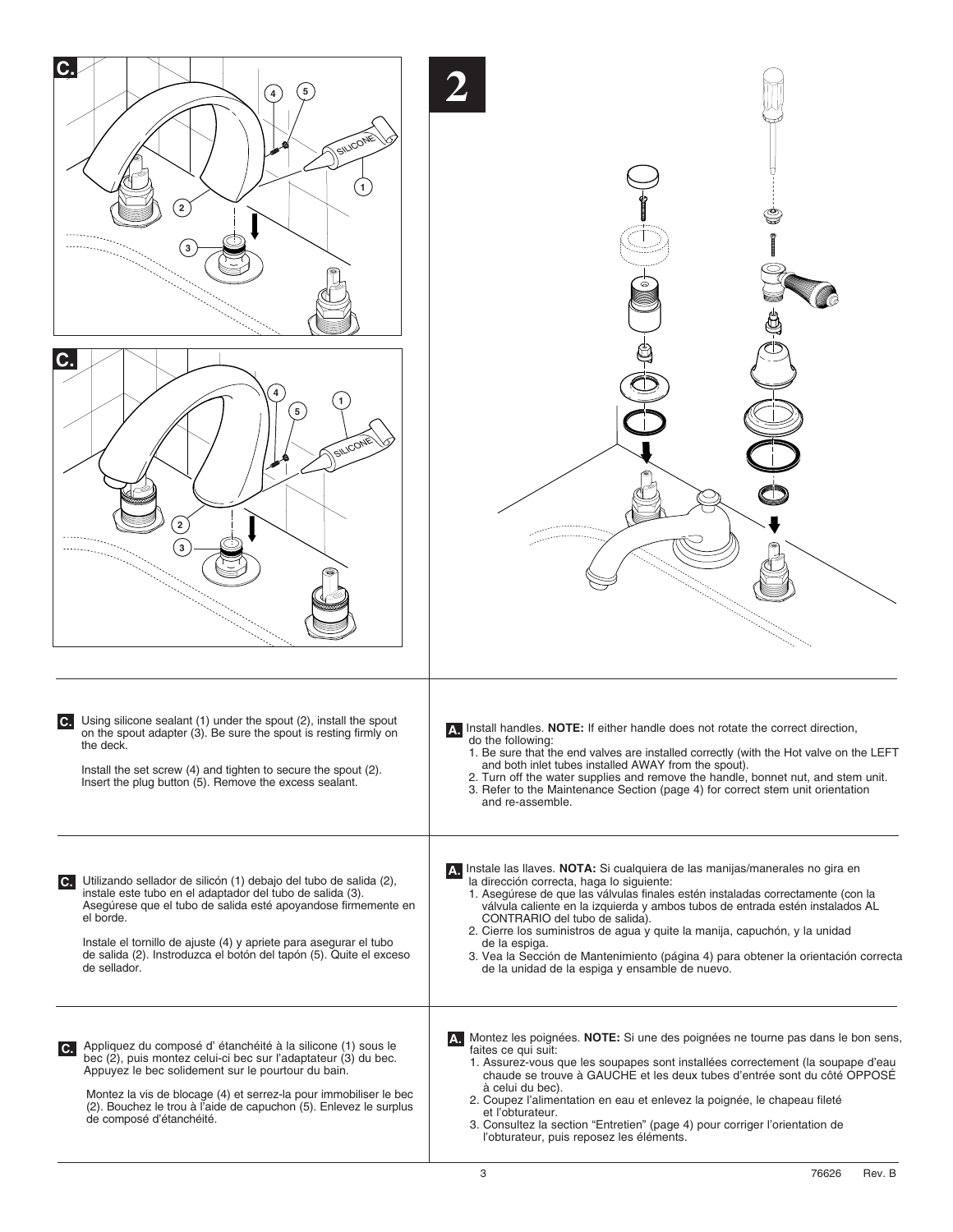**C.** Using silicone sealant (1) under the spout (2), install the spout on the spout adapter (3). Be sure the spout is resting firmly on the deck.

Install the set screw (4) and tighten to secure the spout (2). Insert the plug button (5). Remove the excess sealant.

**C.** Utilizando sellador de silicón (1) debajo del tubo de salida (2), instale este tubo en el adaptador del tubo de salida (3). Asegúrese que el tubo de salida esté apoyandose firmemente en el borde.

Instale el tornillo de ajuste (4) y apriete para asegurar el tubo de salida (2). Instroduzca el botón del tapón (5). Quite el exceso de sellador.

**C.** Appliquez du composé d' étanchéité à la silicone (1) sous le bec (2), puis montez celui-ci bec sur l'adaptateur (3) du bec. Appuyez le bec solidement sur le pourtour du bain.

Montez la vis de blocage (4) et serrez-la pour immobiliser le bec (2). Bouchez le trou à l'aide de capuchon (5). Enlevez le surplus de composé d'étanchéité.

## 2

**A.** Install handles. **NOTE:** If either handle does not rotate the correct direction, do the following:

1. Be sure that the end valves are installed correctly (with the Hot valve on the LEFT and both inlet tubes installed AWAY from the spout).
2. Turn off the water supplies and remove the handle, bonnet nut, and stem unit.
3. Refer to the Maintenance Section (page 4) for correct stem unit orientation and re-assemble.

**A.** Instale las llaves. **NOTA:** Si cualquiera de las manijas/manerales no gira en la dirección correcta, haga lo siguiente:

1. Asegúrese de que las válvulas finales estén instaladas correctamente (con la válvula caliente en la izquierda y ambos tubos de entrada estén instalados AL CONTRARIO del tubo de salida).
2. Cierre los suministros de agua y quite la manija, capuchón, y la unidad de la espiga.
3. Vea la Sección de Mantenimiento (página 4) para obtener la orientación correcta de la unidad de la espiga y ensamble de nuevo.

**A.** Montez les poignées. **NOTE:** Si une des poignées ne tourne pas dans le bon sens, faites ce qui suit:

1. Assurez-vous que les soupapes sont installées correctement (la soupape d'eau chaude se trouve à GAUCHE et les deux tubes d'entrée sont du côté OPPOSÉ à celui du bec).
2. Coupez l'alimentation en eau et enlevez la poignée, le chapeau fileté et l'obturateur.
3. Consultez la section "Entretien" (page 4) pour corriger l'orientation de l'obturateur, puis reposez les éléments.

76626 Rev. B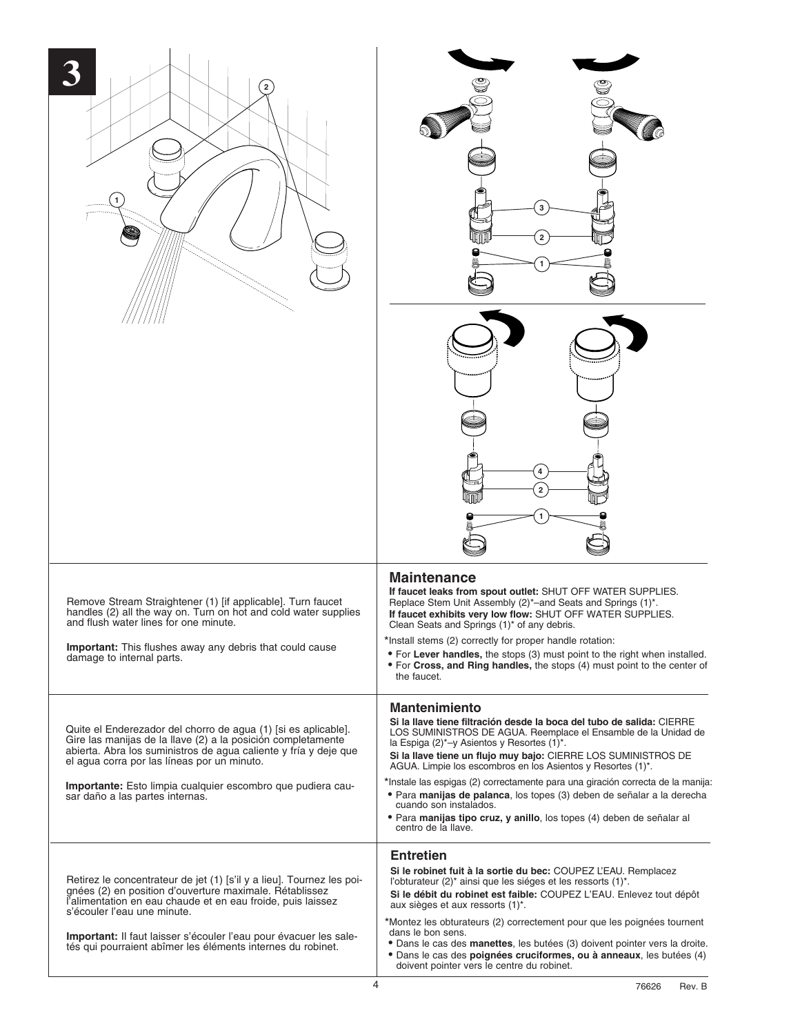# 3

Remove Stream Straightener (1) [if applicable]. Turn faucet handles (2) all the way on. Turn on hot and cold water supplies and flush water lines for one minute.

**Important:** This flushes away any debris that could cause damage to internal parts.

## Maintenance

**If faucet leaks from spout outlet:** SHUT OFF WATER SUPPLIES. Replace Stem Unit Assembly (2)*–and Seats and Springs (1)*.

**If faucet exhibits very low flow:** SHUT OFF WATER SUPPLIES. Clean Seats and Springs (1)* of any debris.

*Install stems (2) correctly for proper handle rotation:

- For **Lever handles,** the stops (3) must point to the right when installed.
- For **Cross, and Ring handles,** the stops (4) must point to the center of the faucet.

Quite el Enderezador del chorro de agua (1) [si es aplicable]. Gire las manijas de la llave (2) a la posición completamente abierta. Abra los suministros de agua caliente y fría y deje que el agua corra por las líneas por un minuto.

**Importante:** Esto limpia cualquier escombro que pudiera causar daño a las partes internas.

## Mantenimiento

**Si la llave tiene filtración desde la boca del tubo de salida:** CIERRE LOS SUMINISTROS DE AGUA. Reemplace el Ensamble de la Unidad de la Espiga (2)*–y Asientos y Resortes (1)*.

**Si la llave tiene un flujo muy bajo:** CIERRE LOS SUMINISTROS DE AGUA. Limpie los escombros en los Asientos y Resortes (1)*.

*Instale las espigas (2) correctamente para una giración correcta de la manija:

- Para **manijas de palanca**, los topes (3) deben de señalar a la derecha cuando son instalados.
- Para **manijas tipo cruz, y anillo**, los topes (4) deben de señalar al centro de la llave.

Retirez le concentrateur de jet (1) [s'il y a lieu]. Tournez les poignées (2) en position d'ouverture maximale. Rétablissez l'alimentation en eau chaude et en eau froide, puis laissez s'écouler l'eau une minute.

**Important:** Il faut laisser s'écouler l'eau pour évacuer les saletés qui pourraient abîmer les éléments internes du robinet.

## Entretien

**Si le robinet fuit à la sortie du bec:** COUPEZ L'EAU. Remplacez l'obturateur (2)* ainsi que les siéges et les ressorts (1)*.

**Si le débit du robinet est faible:** COUPEZ L'EAU. Enlevez tout dépôt aux sièges et aux ressorts (1)*.

*Montez les obturateurs (2) correctement pour que les poignées tournent dans le bon sens.

- Dans le cas des **manettes**, les butées (3) doivent pointer vers la droite.
- Dans le cas des **poignées cruciformes, ou à anneaux**, les butées (4) doivent pointer vers le centre du robinet.

76626 Rev. B